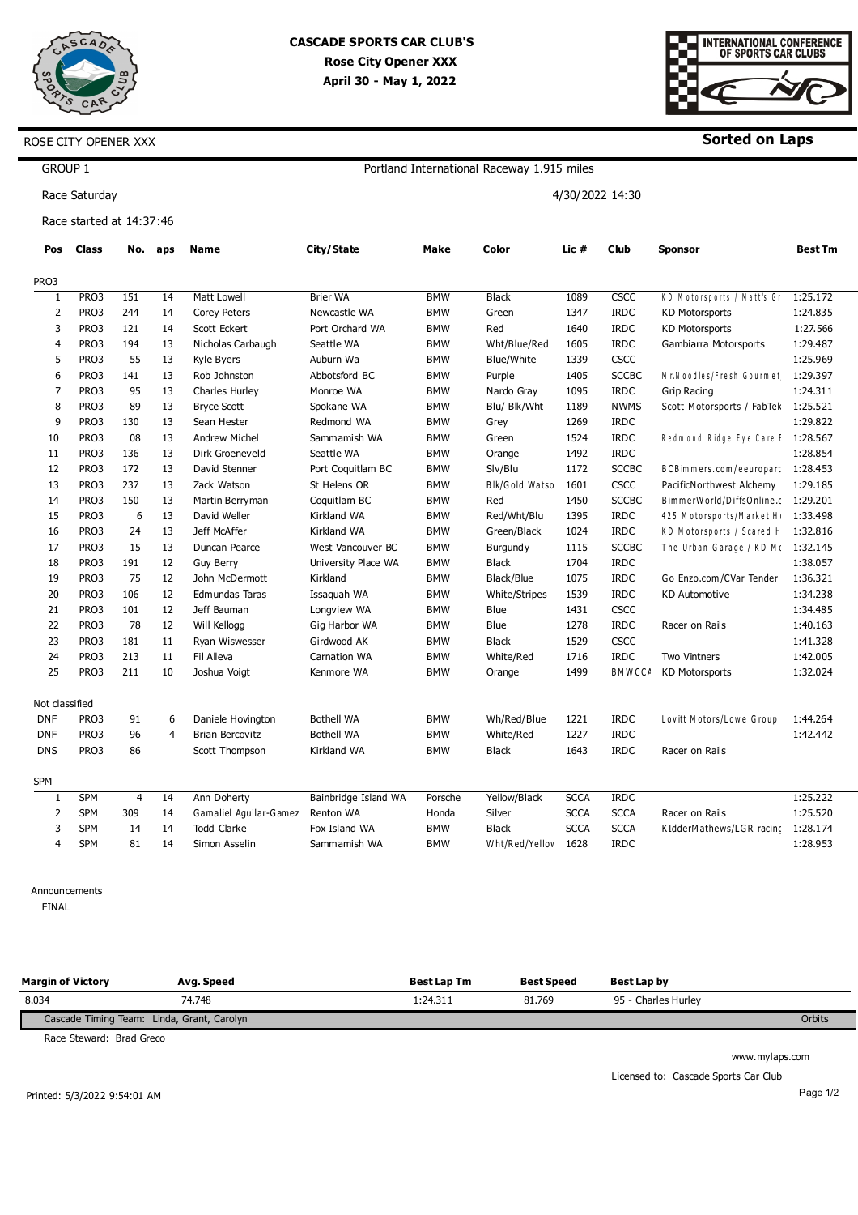# CASCADE SPORTS CAR CLUB'S
## Rose City Opener XXX
### April 30 - May 1, 2022

ROSE CITY OPENER XXX

**Sorted on Laps**

GROUP 1

Portland International Raceway 1.915 miles

Race Saturday

4/30/2022 14:30

Race started at 14:37:46

| Pos | Class | No. | aps | Name | City/State | Make | Color | Lic # | Club | Sponsor | Best Tm |
|---|---|---|---|---|---|---|---|---|---|---|---|
| **PRO3** | | | | | | | | | | | |
| 1 | PRO3 | 151 | 14 | Matt Lowell | Brier WA | BMW | Black | 1089 | CSCC | KD Motorsports / Matt's Gr | 1:25.172 |
| 2 | PRO3 | 244 | 14 | Corey Peters | Newcastle WA | BMW | Green | 1347 | IRDC | KD Motorsports | 1:24.835 |
| 3 | PRO3 | 121 | 14 | Scott Eckert | Port Orchard WA | BMW | Red | 1640 | IRDC | KD Motorsports | 1:27.566 |
| 4 | PRO3 | 194 | 13 | Nicholas Carbaugh | Seattle WA | BMW | Wht/Blue/Red | 1605 | IRDC | Gambiarra Motorsports | 1:29.487 |
| 5 | PRO3 | 55 | 13 | Kyle Byers | Auburn Wa | BMW | Blue/White | 1339 | CSCC | | 1:25.969 |
| 6 | PRO3 | 141 | 13 | Rob Johnston | Abbotsford BC | BMW | Purple | 1405 | SCCBC | Mr.Noodles/Fresh Gourmet | 1:29.397 |
| 7 | PRO3 | 95 | 13 | Charles Hurley | Monroe WA | BMW | Nardo Gray | 1095 | IRDC | Grip Racing | 1:24.311 |
| 8 | PRO3 | 89 | 13 | Bryce Scott | Spokane WA | BMW | Blu/ Blk/Wht | 1189 | NWMS | Scott Motorsports / FabTek | 1:25.521 |
| 9 | PRO3 | 130 | 13 | Sean Hester | Redmond WA | BMW | Grey | 1269 | IRDC | | 1:29.822 |
| 10 | PRO3 | 08 | 13 | Andrew Michel | Sammamish WA | BMW | Green | 1524 | IRDC | Redmond Ridge Eye Care E | 1:28.567 |
| 11 | PRO3 | 136 | 13 | Dirk Groeneveld | Seattle WA | BMW | Orange | 1492 | IRDC | | 1:28.854 |
| 12 | PRO3 | 172 | 13 | David Stenner | Port Coquitlam BC | BMW | Slv/Blu | 1172 | SCCBC | BCBimmers.com/eeuropart | 1:28.453 |
| 13 | PRO3 | 237 | 13 | Zack Watson | St Helens OR | BMW | Blk/Gold Watso | 1601 | CSCC | PacificNorthwest Alchemy | 1:29.185 |
| 14 | PRO3 | 150 | 13 | Martin Berryman | Coquitlam BC | BMW | Red | 1450 | SCCBC | BimmerWorld/DiffsOnline.c | 1:29.201 |
| 15 | PRO3 | 6 | 13 | David Weller | Kirkland WA | BMW | Red/Wht/Blu | 1395 | IRDC | 425 Motorsports/Market H | 1:33.498 |
| 16 | PRO3 | 24 | 13 | Jeff McAffer | Kirkland WA | BMW | Green/Black | 1024 | IRDC | KD Motorsports / Scared H | 1:32.816 |
| 17 | PRO3 | 15 | 13 | Duncan Pearce | West Vancouver BC | BMW | Burgundy | 1115 | SCCBC | The Urban Garage / KD Mc | 1:32.145 |
| 18 | PRO3 | 191 | 12 | Guy Berry | University Place WA | BMW | Black | 1704 | IRDC | | 1:38.057 |
| 19 | PRO3 | 75 | 12 | John McDermott | Kirkland | BMW | Black/Blue | 1075 | IRDC | Go Enzo.com/CVar Tender | 1:36.321 |
| 20 | PRO3 | 106 | 12 | Edmundas Taras | Issaquah WA | BMW | White/Stripes | 1539 | IRDC | KD Automotive | 1:34.238 |
| 21 | PRO3 | 101 | 12 | Jeff Bauman | Longview WA | BMW | Blue | 1431 | CSCC | | 1:34.485 |
| 22 | PRO3 | 78 | 12 | Will Kellogg | Gig Harbor WA | BMW | Blue | 1278 | IRDC | Racer on Rails | 1:40.163 |
| 23 | PRO3 | 181 | 11 | Ryan Wiswesser | Girdwood AK | BMW | Black | 1529 | CSCC | | 1:41.328 |
| 24 | PRO3 | 213 | 11 | Fil Alleva | Carnation WA | BMW | White/Red | 1716 | IRDC | Two Vintners | 1:42.005 |
| 25 | PRO3 | 211 | 10 | Joshua Voigt | Kenmore WA | BMW | Orange | 1499 | BMWCCA | KD Motorsports | 1:32.024 |
| **Not classified** | | | | | | | | | | | |
| DNF | PRO3 | 91 | 6 | Daniele Hovington | Bothell WA | BMW | Wh/Red/Blue | 1221 | IRDC | Lovitt Motors/Lowe Group | 1:44.264 |
| DNF | PRO3 | 96 | 4 | Brian Bercovitz | Bothell WA | BMW | White/Red | 1227 | IRDC | | 1:42.442 |
| DNS | PRO3 | 86 | | Scott Thompson | Kirkland WA | BMW | Black | 1643 | IRDC | Racer on Rails | |
| **SPM** | | | | | | | | | | | |
| 1 | SPM | 4 | 14 | Ann Doherty | Bainbridge Island WA | Porsche | Yellow/Black | SCCA | IRDC | | 1:25.222 |
| 2 | SPM | 309 | 14 | Gamaliel Aguilar-Gamez | Renton WA | Honda | Silver | SCCA | SCCA | Racer on Rails | 1:25.520 |
| 3 | SPM | 14 | 14 | Todd Clarke | Fox Island WA | BMW | Black | SCCA | SCCA | KIdderMathews/LGR racing | 1:28.174 |
| 4 | SPM | 81 | 14 | Simon Asselin | Sammamish WA | BMW | Wht/Red/Yellow | 1628 | IRDC | | 1:28.953 |

Announcements

FINAL

| Margin of Victory | Avg. Speed | Best Lap Tm | Best Speed | Best Lap by |
|---|---|---|---|---|
| 8.034 | 74.748 | 1:24.311 | 81.769 | 95 - Charles Hurley |

Cascade Timing Team: Linda, Grant, Carolyn — Orbits

Race Steward: Brad Greco

www.mylaps.com

Licensed to: Cascade Sports Car Club

Printed: 5/3/2022 9:54:01 AM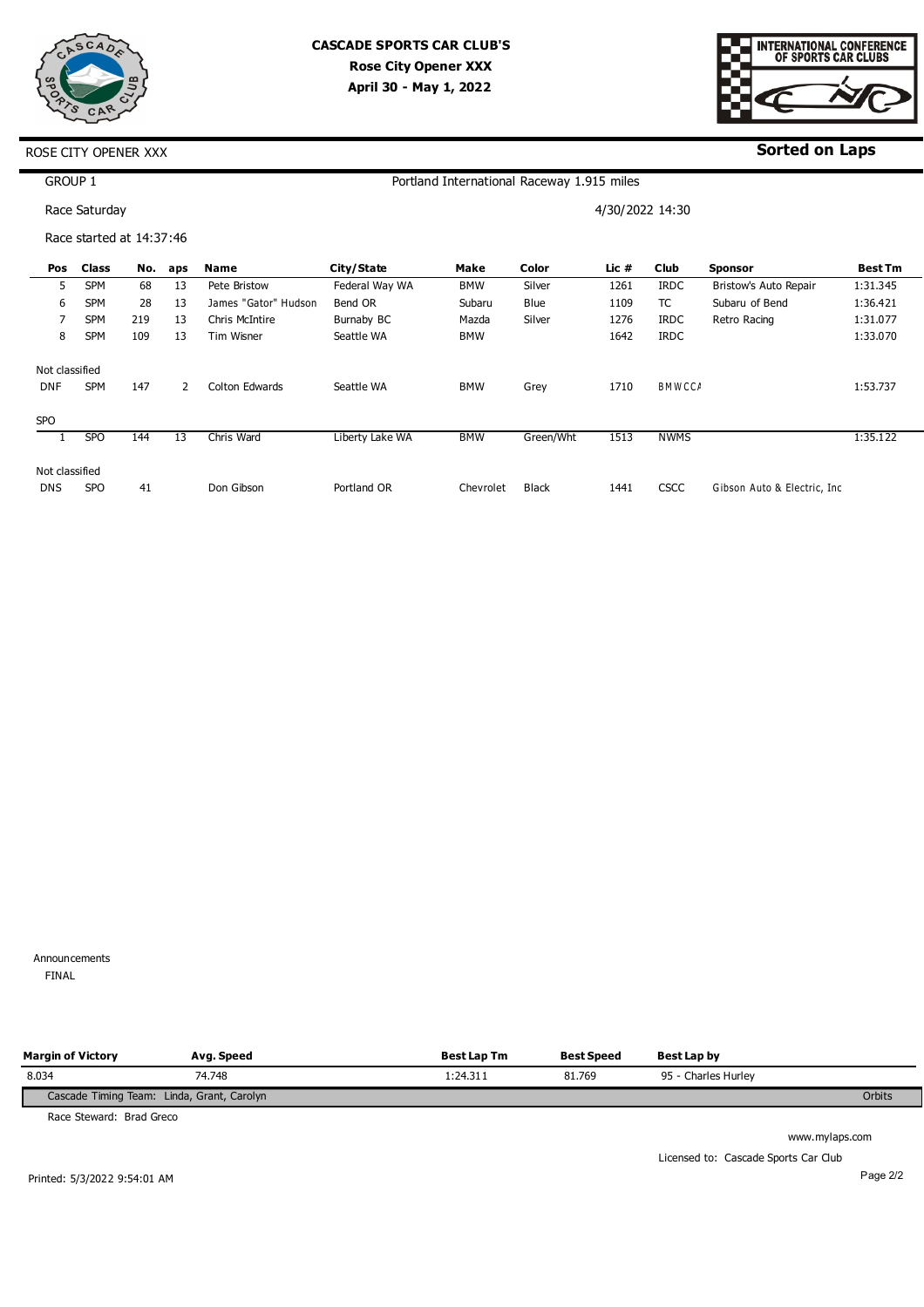# CASCADE SPORTS CAR CLUB'S

**Rose City Opener XXX**

**April 30 - May 1, 2022**

INTERNATIONAL CONFERENCE OF SPORTS CAR CLUBS

ROSE CITY OPENER XXX

**Sorted on Laps**

GROUP 1

Portland International Raceway 1.915 miles

Race Saturday

4/30/2022 14:30

Race started at 14:37:46

| Pos | Class | No. | aps | Name | City/State | Make | Color | Lic # | Club | Sponsor | Best Tm |
|---|---|---|---|---|---|---|---|---|---|---|---|
| 5 | SPM | 68 | 13 | Pete Bristow | Federal Way WA | BMW | Silver | 1261 | IRDC | Bristow's Auto Repair | 1:31.345 |
| 6 | SPM | 28 | 13 | James "Gator" Hudson | Bend OR | Subaru | Blue | 1109 | TC | Subaru of Bend | 1:36.421 |
| 7 | SPM | 219 | 13 | Chris McIntire | Burnaby BC | Mazda | Silver | 1276 | IRDC | Retro Racing | 1:31.077 |
| 8 | SPM | 109 | 13 | Tim Wisner | Seattle WA | BMW | | 1642 | IRDC | | 1:33.070 |
| Not classified | | | | | | | | | | | |
| DNF | SPM | 147 | 2 | Colton Edwards | Seattle WA | BMW | Grey | 1710 | BMWCCA | | 1:53.737 |
| SPO | | | | | | | | | | | |
| 1 | SPO | 144 | 13 | Chris Ward | Liberty Lake WA | BMW | Green/Wht | 1513 | NWMS | | 1:35.122 |
| Not classified | | | | | | | | | | | |
| DNS | SPO | 41 | | Don Gibson | Portland OR | Chevrolet | Black | 1441 | CSCC | Gibson Auto & Electric, Inc | |

Announcements

FINAL

| Margin of Victory | Avg. Speed | Best Lap Tm | Best Speed | Best Lap by |
|---|---|---|---|---|
| 8.034 | 74.748 | 1:24.311 | 81.769 | 95 - Charles Hurley |

Cascade Timing Team: Linda, Grant, Carolyn

Orbits

Race Steward: Brad Greco

www.mylaps.com

Licensed to: Cascade Sports Car Club

Printed: 5/3/2022 9:54:01 AM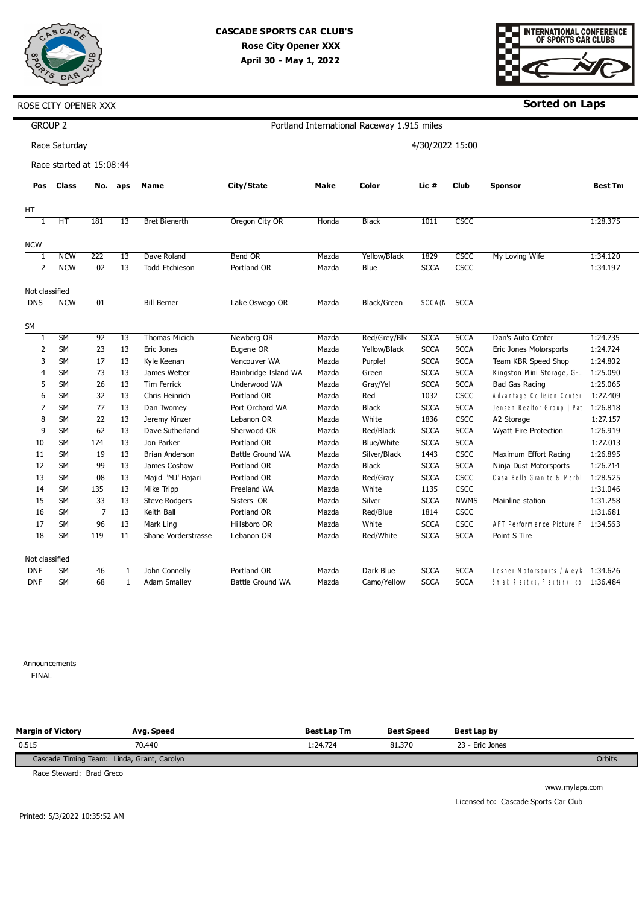**CASCADE SPORTS CAR CLUB'S**
**Rose City Opener XXX**
**April 30 - May 1, 2022**

INTERNATIONAL CONFERENCE OF SPORTS CAR CLUBS

ROSE CITY OPENER XXX

**Sorted on Laps**

GROUP 2

Portland International Raceway 1.915 miles

Race Saturday

4/30/2022 15:00

Race started at 15:08:44

| Pos | Class | No. | aps | Name | City/State | Make | Color | Lic # | Club | Sponsor | Best Tm |
|---|---|---|---|---|---|---|---|---|---|---|---|
| HT | | | | | | | | | | | |
| 1 | HT | 181 | 13 | Bret Bienerth | Oregon City OR | Honda | Black | 1011 | CSCC | | 1:28.375 |
| NCW | | | | | | | | | | | |
| 1 | NCW | 222 | 13 | Dave Roland | Bend OR | Mazda | Yellow/Black | 1829 | CSCC | My Loving Wife | 1:34.120 |
| 2 | NCW | 02 | 13 | Todd Etchieson | Portland OR | Mazda | Blue | SCCA | CSCC | | 1:34.197 |
| Not classified | | | | | | | | | | | |
| DNS | NCW | 01 | | Bill Berner | Lake Oswego OR | Mazda | Black/Green | SCCA(N | SCCA | | |
| SM | | | | | | | | | | | |
| 1 | SM | 92 | 13 | Thomas Micich | Newberg OR | Mazda | Red/Grey/Blk | SCCA | SCCA | Dan's Auto Center | 1:24.735 |
| 2 | SM | 23 | 13 | Eric Jones | Eugene OR | Mazda | Yellow/Black | SCCA | SCCA | Eric Jones Motorsports | 1:24.724 |
| 3 | SM | 17 | 13 | Kyle Keenan | Vancouver WA | Mazda | Purple! | SCCA | SCCA | Team KBR Speed Shop | 1:24.802 |
| 4 | SM | 73 | 13 | James Wetter | Bainbridge Island WA | Mazda | Green | SCCA | SCCA | Kingston Mini Storage, G-L | 1:25.090 |
| 5 | SM | 26 | 13 | Tim Ferrick | Underwood WA | Mazda | Gray/Yel | SCCA | SCCA | Bad Gas Racing | 1:25.065 |
| 6 | SM | 32 | 13 | Chris Heinrich | Portland OR | Mazda | Red | 1032 | CSCC | Advantage Collision Center | 1:27.409 |
| 7 | SM | 77 | 13 | Dan Twomey | Port Orchard WA | Mazda | Black | SCCA | SCCA | Jensen Realtor Group \| Pat | 1:26.818 |
| 8 | SM | 22 | 13 | Jeremy Kinzer | Lebanon OR | Mazda | White | 1836 | CSCC | A2 Storage | 1:27.157 |
| 9 | SM | 62 | 13 | Dave Sutherland | Sherwood OR | Mazda | Red/Black | SCCA | SCCA | Wyatt Fire Protection | 1:26.919 |
| 10 | SM | 174 | 13 | Jon Parker | Portland OR | Mazda | Blue/White | SCCA | SCCA | | 1:27.013 |
| 11 | SM | 19 | 13 | Brian Anderson | Battle Ground WA | Mazda | Silver/Black | 1443 | CSCC | Maximum Effort Racing | 1:26.895 |
| 12 | SM | 99 | 13 | James Coshow | Portland OR | Mazda | Black | SCCA | SCCA | Ninja Dust Motorsports | 1:26.714 |
| 13 | SM | 08 | 13 | Majid 'MJ' Hajari | Portland OR | Mazda | Red/Gray | SCCA | CSCC | Casa Bella Granite & Marbl | 1:28.525 |
| 14 | SM | 135 | 13 | Mike Tripp | Freeland WA | Mazda | White | 1135 | CSCC | | 1:31.046 |
| 15 | SM | 33 | 13 | Steve Rodgers | Sisters OR | Mazda | Silver | SCCA | NWMS | Mainline station | 1:31.258 |
| 16 | SM | 7 | 13 | Keith Ball | Portland OR | Mazda | Red/Blue | 1814 | CSCC | | 1:31.681 |
| 17 | SM | 96 | 13 | Mark Ling | Hillsboro OR | Mazda | White | SCCA | CSCC | AFT Performance Picture F | 1:34.563 |
| 18 | SM | 119 | 11 | Shane Vorderstrasse | Lebanon OR | Mazda | Red/White | SCCA | SCCA | Point S Tire | |
| Not classified | | | | | | | | | | | |
| DNF | SM | 46 | 1 | John Connelly | Portland OR | Mazda | Dark Blue | SCCA | SCCA | Lesher Motorsports / Weyl | 1:34.626 |
| DNF | SM | 68 | 1 | Adam Smalley | Battle Ground WA | Mazda | Camo/Yellow | SCCA | SCCA | Smak Plastics, Flextank, co | 1:36.484 |

Announcements
FINAL

| Margin of Victory | Avg. Speed | Best Lap Tm | Best Speed | Best Lap by |
|---|---|---|---|---|
| 0.515 | 70.440 | 1:24.724 | 81.370 | 23 - Eric Jones |

Cascade Timing Team: Linda, Grant, Carolyn

Orbits

Race Steward: Brad Greco

www.mylaps.com

Licensed to: Cascade Sports Car Club

Printed: 5/3/2022 10:35:52 AM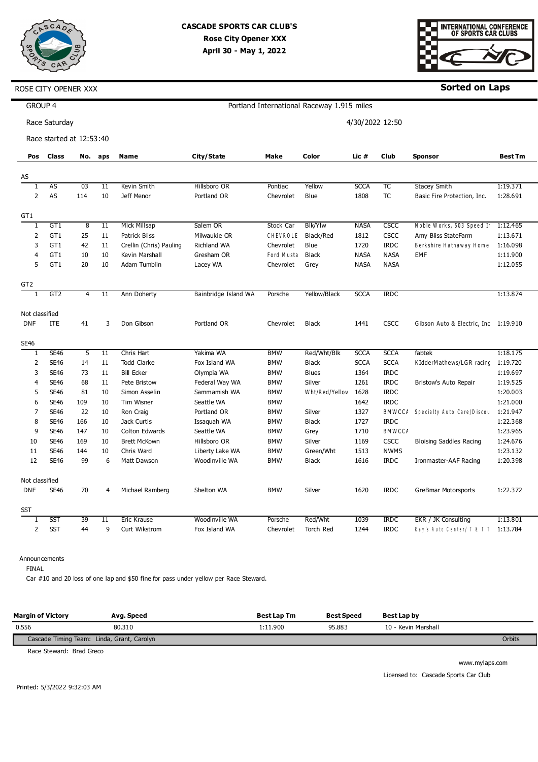# CASCADE SPORTS CAR CLUB'S

**Rose City Opener XXX**

**April 30 - May 1, 2022**

ROSE CITY OPENER XXX

**Sorted on Laps**

GROUP 4

Portland International Raceway 1.915 miles

Race Saturday

4/30/2022 12:50

Race started at 12:53:40

| Pos | Class | No. | aps | Name | City/State | Make | Color | Lic # | Club | Sponsor | Best Tm |
|---|---|---|---|---|---|---|---|---|---|---|---|
| AS | | | | | | | | | | | |
| 1 | AS | 03 | 11 | Kevin Smith | Hillsboro OR | Pontiac | Yellow | SCCA | TC | Stacey Smith | 1:19.371 |
| 2 | AS | 114 | 10 | Jeff Menor | Portland OR | Chevrolet | Blue | 1808 | TC | Basic Fire Protection, Inc. | 1:28.691 |
| GT1 | | | | | | | | | | | |
| 1 | GT1 | 8 | 11 | Mick Millsap | Salem OR | Stock Car | Blk/Ylw | NASA | CSCC | Noble Works, 503 Speed Ir | 1:12.465 |
| 2 | GT1 | 25 | 11 | Patrick Bliss | Milwaukie OR | CHEVROLE | Black/Red | 1812 | CSCC | Amy Bliss StateFarm | 1:13.671 |
| 3 | GT1 | 42 | 11 | Crellin (Chris) Pauling | Richland WA | Chevrolet | Blue | 1720 | IRDC | Berkshire Hathaway Home | 1:16.098 |
| 4 | GT1 | 10 | 10 | Kevin Marshall | Gresham OR | Ford Musta | Black | NASA | NASA | EMF | 1:11.900 |
| 5 | GT1 | 20 | 10 | Adam Tumblin | Lacey WA | Chevrolet | Grey | NASA | NASA | | 1:12.055 |
| GT2 | | | | | | | | | | | |
| 1 | GT2 | 4 | 11 | Ann Doherty | Bainbridge Island WA | Porsche | Yellow/Black | SCCA | IRDC | | 1:13.874 |
| Not classified | | | | | | | | | | | |
| DNF | ITE | 41 | 3 | Don Gibson | Portland OR | Chevrolet | Black | 1441 | CSCC | Gibson Auto & Electric, Inc | 1:19.910 |
| SE46 | | | | | | | | | | | |
| 1 | SE46 | 5 | 11 | Chris Hart | Yakima WA | BMW | Red/Wht/Blk | SCCA | SCCA | fabtek | 1:18.175 |
| 2 | SE46 | 14 | 11 | Todd Clarke | Fox Island WA | BMW | Black | SCCA | SCCA | KIdderMathews/LGR racing | 1:19.720 |
| 3 | SE46 | 73 | 11 | Bill Ecker | Olympia WA | BMW | Blues | 1364 | IRDC | | 1:19.697 |
| 4 | SE46 | 68 | 11 | Pete Bristow | Federal Way WA | BMW | Silver | 1261 | IRDC | Bristow's Auto Repair | 1:19.525 |
| 5 | SE46 | 81 | 10 | Simon Asselin | Sammamish WA | BMW | Wht/Red/Yellow | 1628 | IRDC | | 1:20.003 |
| 6 | SE46 | 109 | 10 | Tim Wisner | Seattle WA | BMW | | 1642 | IRDC | | 1:21.000 |
| 7 | SE46 | 22 | 10 | Ron Craig | Portland OR | BMW | Silver | 1327 | BMWCCA | Specialty Auto Care/Discou | 1:21.947 |
| 8 | SE46 | 166 | 10 | Jack Curtis | Issaquah WA | BMW | Black | 1727 | IRDC | | 1:22.368 |
| 9 | SE46 | 147 | 10 | Colton Edwards | Seattle WA | BMW | Grey | 1710 | BMWCCA | | 1:23.965 |
| 10 | SE46 | 169 | 10 | Brett McKown | Hillsboro OR | BMW | Silver | 1169 | CSCC | Bloising Saddles Racing | 1:24.676 |
| 11 | SE46 | 144 | 10 | Chris Ward | Liberty Lake WA | BMW | Green/Wht | 1513 | NWMS | | 1:23.132 |
| 12 | SE46 | 99 | 6 | Matt Dawson | Woodinville WA | BMW | Black | 1616 | IRDC | Ironmaster-AAF Racing | 1:20.398 |
| Not classified | | | | | | | | | | | |
| DNF | SE46 | 70 | 4 | Michael Ramberg | Shelton WA | BMW | Silver | 1620 | IRDC | GreBmar Motorsports | 1:22.372 |
| SST | | | | | | | | | | | |
| 1 | SST | 39 | 11 | Eric Krause | Woodinville WA | Porsche | Red/Wht | 1039 | IRDC | EKR / JK Consulting | 1:13.801 |
| 2 | SST | 44 | 9 | Curt Wikstrom | Fox Island WA | Chevrolet | Torch Red | 1244 | IRDC | Ray's Auto Center/ T & T T | 1:13.784 |

Announcements

FINAL

Car #10 and 20 loss of one lap and $50 fine for pass under yellow per Race Steward.

| Margin of Victory | Avg. Speed | Best Lap Tm | Best Speed | Best Lap by |
|---|---|---|---|---|
| 0.556 | 80.310 | 1:11.900 | 95.883 | 10 - Kevin Marshall |

Cascade Timing Team: Linda, Grant, Carolyn — Orbits

Race Steward: Brad Greco

www.mylaps.com

Licensed to: Cascade Sports Car Club

Printed: 5/3/2022 9:32:03 AM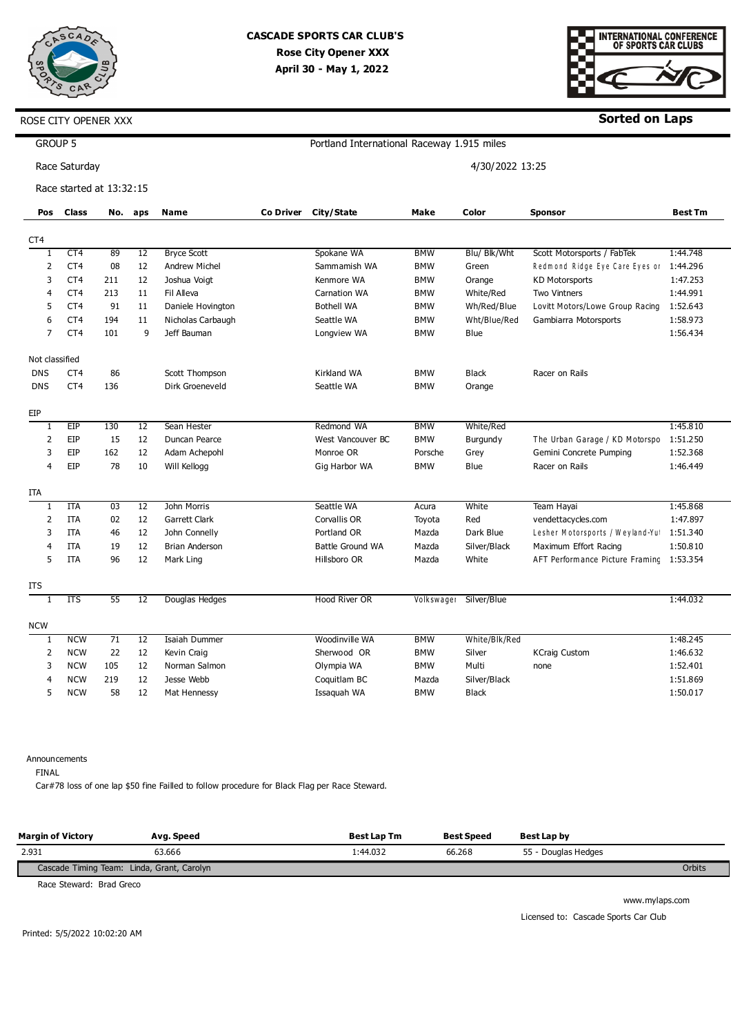**CASCADE SPORTS CAR CLUB'S**
**Rose City Opener XXX**
**April 30 - May 1, 2022**

ROSE CITY OPENER XXX

**Sorted on Laps**

GROUP 5

Portland International Raceway 1.915 miles

Race Saturday

4/30/2022 13:25

Race started at 13:32:15

| Pos | Class | No. | aps | Name | Co Driver | City/State | Make | Color | Sponsor | Best Tm |
|---|---|---|---|---|---|---|---|---|---|---|
| CT4 | | | | | | | | | | |
| 1 | CT4 | 89 | 12 | Bryce Scott | | Spokane WA | BMW | Blu/ Blk/Wht | Scott Motorsports / FabTek | 1:44.748 |
| 2 | CT4 | 08 | 12 | Andrew Michel | | Sammamish WA | BMW | Green | Redmond Ridge Eye Care Eyes or | 1:44.296 |
| 3 | CT4 | 211 | 12 | Joshua Voigt | | Kenmore WA | BMW | Orange | KD Motorsports | 1:47.253 |
| 4 | CT4 | 213 | 11 | Fil Alleva | | Carnation WA | BMW | White/Red | Two Vintners | 1:44.991 |
| 5 | CT4 | 91 | 11 | Daniele Hovington | | Bothell WA | BMW | Wh/Red/Blue | Lovitt Motors/Lowe Group Racing | 1:52.643 |
| 6 | CT4 | 194 | 11 | Nicholas Carbaugh | | Seattle WA | BMW | Wht/Blue/Red | Gambiarra Motorsports | 1:58.973 |
| 7 | CT4 | 101 | 9 | Jeff Bauman | | Longview WA | BMW | Blue | | 1:56.434 |
| Not classified | | | | | | | | | | |
| DNS | CT4 | 86 | | Scott Thompson | | Kirkland WA | BMW | Black | Racer on Rails | |
| DNS | CT4 | 136 | | Dirk Groeneveld | | Seattle WA | BMW | Orange | | |
| EIP | | | | | | | | | | |
| 1 | EIP | 130 | 12 | Sean Hester | | Redmond WA | BMW | White/Red | | 1:45.810 |
| 2 | EIP | 15 | 12 | Duncan Pearce | | West Vancouver BC | BMW | Burgundy | The Urban Garage / KD Motorspo | 1:51.250 |
| 3 | EIP | 162 | 12 | Adam Achepohl | | Monroe OR | Porsche | Grey | Gemini Concrete Pumping | 1:52.368 |
| 4 | EIP | 78 | 10 | Will Kellogg | | Gig Harbor WA | BMW | Blue | Racer on Rails | 1:46.449 |
| ITA | | | | | | | | | | |
| 1 | ITA | 03 | 12 | John Morris | | Seattle WA | Acura | White | Team Hayai | 1:45.868 |
| 2 | ITA | 02 | 12 | Garrett Clark | | Corvallis OR | Toyota | Red | vendettacycles.com | 1:47.897 |
| 3 | ITA | 46 | 12 | John Connelly | | Portland OR | Mazda | Dark Blue | Lesher Motorsports / Weyland-Yu | 1:51.340 |
| 4 | ITA | 19 | 12 | Brian Anderson | | Battle Ground WA | Mazda | Silver/Black | Maximum Effort Racing | 1:50.810 |
| 5 | ITA | 96 | 12 | Mark Ling | | Hillsboro OR | Mazda | White | AFT Performance Picture Framing | 1:53.354 |
| ITS | | | | | | | | | | |
| 1 | ITS | 55 | 12 | Douglas Hedges | | Hood River OR | Volkswagen | Silver/Blue | | 1:44.032 |
| NCW | | | | | | | | | | |
| 1 | NCW | 71 | 12 | Isaiah Dummer | | Woodinville WA | BMW | White/Blk/Red | | 1:48.245 |
| 2 | NCW | 22 | 12 | Kevin Craig | | Sherwood OR | BMW | Silver | KCraig Custom | 1:46.632 |
| 3 | NCW | 105 | 12 | Norman Salmon | | Olympia WA | BMW | Multi | none | 1:52.401 |
| 4 | NCW | 219 | 12 | Jesse Webb | | Coquitlam BC | Mazda | Silver/Black | | 1:51.869 |
| 5 | NCW | 58 | 12 | Mat Hennessy | | Issaquah WA | BMW | Black | | 1:50.017 |

Announcements

FINAL

Car#78 loss of one lap $50 fine Failled to follow procedure for Black Flag per Race Steward.

| Margin of Victory | Avg. Speed | Best Lap Tm | Best Speed | Best Lap by |
|---|---|---|---|---|
| 2.931 | 63.666 | 1:44.032 | 66.268 | 55 - Douglas Hedges |

Cascade Timing Team: Linda, Grant, Carolyn

Orbits

Race Steward: Brad Greco

www.mylaps.com

Licensed to: Cascade Sports Car Club

Printed: 5/5/2022 10:02:20 AM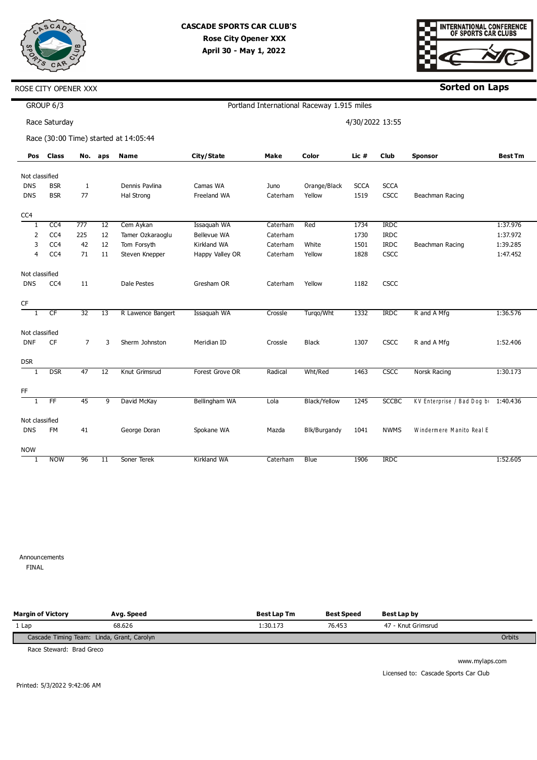**CASCADE SPORTS CAR CLUB'S**
**Rose City Opener XXX**
**April 30 - May 1, 2022**

ROSE CITY OPENER XXX

**Sorted on Laps**

GROUP 6/3

Portland International Raceway 1.915 miles

Race Saturday

4/30/2022 13:55

Race (30:00 Time) started at 14:05:44

| Pos | Class | No. | aps | Name | City/State | Make | Color | Lic # | Club | Sponsor | Best Tm |
|---|---|---|---|---|---|---|---|---|---|---|---|
| Not classified | | | | | | | | | | | |
| DNS | BSR | 1 | | Dennis Pavlina | Camas WA | Juno | Orange/Black | SCCA | SCCA | | |
| DNS | BSR | 77 | | Hal Strong | Freeland WA | Caterham | Yellow | 1519 | CSCC | Beachman Racing | |
| CC4 | | | | | | | | | | | |
| 1 | CC4 | 777 | 12 | Cem Aykan | Issaquah WA | Caterham | Red | 1734 | IRDC | | 1:37.976 |
| 2 | CC4 | 225 | 12 | Tamer Ozkaraoglu | Bellevue WA | Caterham | | 1730 | IRDC | | 1:37.972 |
| 3 | CC4 | 42 | 12 | Tom Forsyth | Kirkland WA | Caterham | White | 1501 | IRDC | Beachman Racing | 1:39.285 |
| 4 | CC4 | 71 | 11 | Steven Knepper | Happy Valley OR | Caterham | Yellow | 1828 | CSCC | | 1:47.452 |
| Not classified | | | | | | | | | | | |
| DNS | CC4 | 11 | | Dale Pestes | Gresham OR | Caterham | Yellow | 1182 | CSCC | | |
| CF | | | | | | | | | | | |
| 1 | CF | 32 | 13 | R Lawence Bangert | Issaquah WA | Crossle | Turqo/Wht | 1332 | IRDC | R and A Mfg | 1:36.576 |
| Not classified | | | | | | | | | | | |
| DNF | CF | 7 | 3 | Sherm Johnston | Meridian ID | Crossle | Black | 1307 | CSCC | R and A Mfg | 1:52.406 |
| DSR | | | | | | | | | | | |
| 1 | DSR | 47 | 12 | Knut Grimsrud | Forest Grove OR | Radical | Wht/Red | 1463 | CSCC | Norsk Racing | 1:30.173 |
| FF | | | | | | | | | | | |
| 1 | FF | 45 | 9 | David McKay | Bellingham WA | Lola | Black/Yellow | 1245 | SCCBC | KV Enterprise / Bad Dog b | 1:40.436 |
| Not classified | | | | | | | | | | | |
| DNS | FM | 41 | | George Doran | Spokane WA | Mazda | Blk/Burgandy | 1041 | NWMS | Windermere Manito Real E | |
| NOW | | | | | | | | | | | |
| 1 | NOW | 96 | 11 | Soner Terek | Kirkland WA | Caterham | Blue | 1906 | IRDC | | 1:52.605 |

Announcements
FINAL

| Margin of Victory | Avg. Speed | Best Lap Tm | Best Speed | Best Lap by |
|---|---|---|---|---|
| 1 Lap | 68.626 | 1:30.173 | 76.453 | 47 - Knut Grimsrud |

Cascade Timing Team: Linda, Grant, Carolyn — Orbits

Race Steward: Brad Greco

www.mylaps.com

Licensed to: Cascade Sports Car Club

Printed: 5/3/2022 9:42:06 AM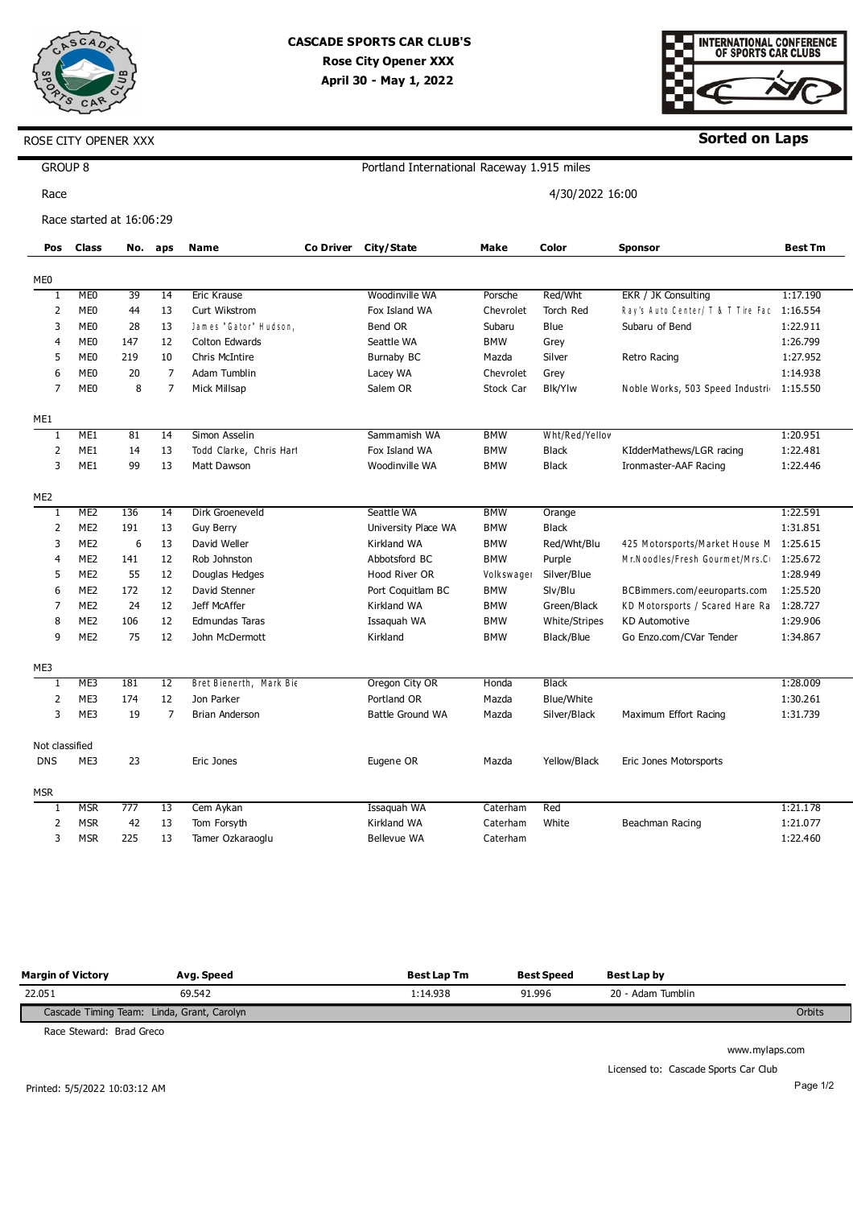**CASCADE SPORTS CAR CLUB'S**
**Rose City Opener XXX**
**April 30 - May 1, 2022**

**INTERNATIONAL CONFERENCE OF SPORTS CAR CLUBS**

ROSE CITY OPENER XXX

**Sorted on Laps**

GROUP 8

Portland International Raceway 1.915 miles

Race

4/30/2022 16:00

Race started at 16:06:29

| Pos | Class | No. | aps | Name | Co Driver | City/State | Make | Color | Sponsor | Best Tm |
|---|---|---|---|---|---|---|---|---|---|---|
| **ME0** | | | | | | | | | | |
| 1 | ME0 | 39 | 14 | Eric Krause | | Woodinville WA | Porsche | Red/Wht | EKR / JK Consulting | 1:17.190 |
| 2 | ME0 | 44 | 13 | Curt Wikstrom | | Fox Island WA | Chevrolet | Torch Red | Ray's Auto Center/ T & T Tire Fac | 1:16.554 |
| 3 | ME0 | 28 | 13 | James "Gator" Hudson, | | Bend OR | Subaru | Blue | Subaru of Bend | 1:22.911 |
| 4 | ME0 | 147 | 12 | Colton Edwards | | Seattle WA | BMW | Grey | | 1:26.799 |
| 5 | ME0 | 219 | 10 | Chris McIntire | | Burnaby BC | Mazda | Silver | Retro Racing | 1:27.952 |
| 6 | ME0 | 20 | 7 | Adam Tumblin | | Lacey WA | Chevrolet | Grey | | 1:14.938 |
| 7 | ME0 | 8 | 7 | Mick Millsap | | Salem OR | Stock Car | Blk/Ylw | Noble Works, 503 Speed Industri | 1:15.550 |
| **ME1** | | | | | | | | | | |
| 1 | ME1 | 81 | 14 | Simon Asselin | | Sammamish WA | BMW | Wht/Red/Yellov | | 1:20.951 |
| 2 | ME1 | 14 | 13 | Todd Clarke, Chris Hart | | Fox Island WA | BMW | Black | KIdderMathews/LGR racing | 1:22.481 |
| 3 | ME1 | 99 | 13 | Matt Dawson | | Woodinville WA | BMW | Black | Ironmaster-AAF Racing | 1:22.446 |
| **ME2** | | | | | | | | | | |
| 1 | ME2 | 136 | 14 | Dirk Groeneveld | | Seattle WA | BMW | Orange | | 1:22.591 |
| 2 | ME2 | 191 | 13 | Guy Berry | | University Place WA | BMW | Black | | 1:31.851 |
| 3 | ME2 | 6 | 13 | David Weller | | Kirkland WA | BMW | Red/Wht/Blu | 425 Motorsports/Market House M | 1:25.615 |
| 4 | ME2 | 141 | 12 | Rob Johnston | | Abbotsford BC | BMW | Purple | Mr.Noodles/Fresh Gourmet/Mrs.C | 1:25.672 |
| 5 | ME2 | 55 | 12 | Douglas Hedges | | Hood River OR | Volkswagen | Silver/Blue | | 1:28.949 |
| 6 | ME2 | 172 | 12 | David Stenner | | Port Coquitlam BC | BMW | Slv/Blu | BCBimmers.com/eeuroparts.com | 1:25.520 |
| 7 | ME2 | 24 | 12 | Jeff McAffer | | Kirkland WA | BMW | Green/Black | KD Motorsports / Scared Hare Ra | 1:28.727 |
| 8 | ME2 | 106 | 12 | Edmundas Taras | | Issaquah WA | BMW | White/Stripes | KD Automotive | 1:29.906 |
| 9 | ME2 | 75 | 12 | John McDermott | | Kirkland | BMW | Black/Blue | Go Enzo.com/CVar Tender | 1:34.867 |
| **ME3** | | | | | | | | | | |
| 1 | ME3 | 181 | 12 | Bret Bienerth, Mark Bie | | Oregon City OR | Honda | Black | | 1:28.009 |
| 2 | ME3 | 174 | 12 | Jon Parker | | Portland OR | Mazda | Blue/White | | 1:30.261 |
| 3 | ME3 | 19 | 7 | Brian Anderson | | Battle Ground WA | Mazda | Silver/Black | Maximum Effort Racing | 1:31.739 |
| **Not classified** | | | | | | | | | | |
| DNS | ME3 | 23 | | Eric Jones | | Eugene OR | Mazda | Yellow/Black | Eric Jones Motorsports | |
| **MSR** | | | | | | | | | | |
| 1 | MSR | 777 | 13 | Cem Aykan | | Issaquah WA | Caterham | Red | | 1:21.178 |
| 2 | MSR | 42 | 13 | Tom Forsyth | | Kirkland WA | Caterham | White | Beachman Racing | 1:21.077 |
| 3 | MSR | 225 | 13 | Tamer Ozkaraoglu | | Bellevue WA | Caterham | | | 1:22.460 |

| Margin of Victory | Avg. Speed | Best Lap Tm | Best Speed | Best Lap by |
|---|---|---|---|---|
| 22.051 | 69.542 | 1:14.938 | 91.996 | 20 - Adam Tumblin |

Cascade Timing Team: Linda, Grant, Carolyn — Orbits

Race Steward: Brad Greco

www.mylaps.com

Licensed to: Cascade Sports Car Club

Printed: 5/5/2022 10:03:12 AM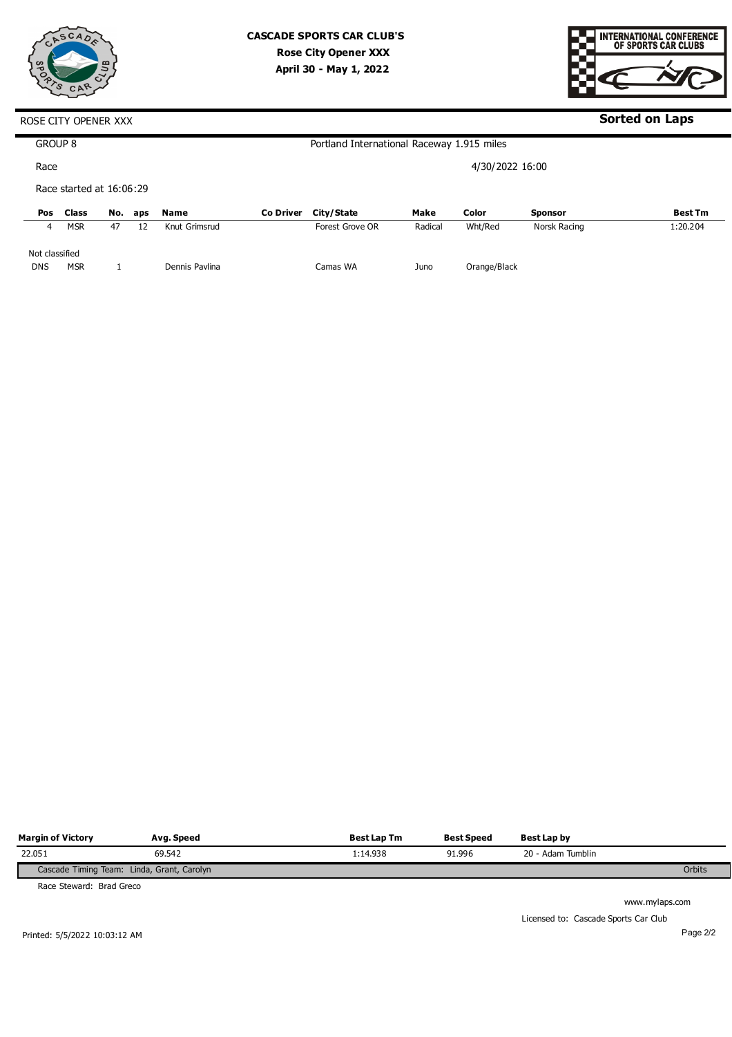# CASCADE SPORTS CAR CLUB'S
**Rose City Opener XXX**
**April 30 - May 1, 2022**

ROSE CITY OPENER XXX

**Sorted on Laps**

GROUP 8

Portland International Raceway 1.915 miles

Race

4/30/2022 16:00

Race started at 16:06:29

| Pos | Class | No. | aps | Name | Co Driver | City/State | Make | Color | Sponsor | Best Tm |
|---|---|---|---|---|---|---|---|---|---|---|
| 4 | MSR | 47 | 12 | Knut Grimsrud | | Forest Grove OR | Radical | Wht/Red | Norsk Racing | 1:20.204 |
| Not classified | | | | | | | | | | |
| DNS | MSR | 1 | | Dennis Pavlina | | Camas WA | Juno | Orange/Black | | |

| Margin of Victory | Avg. Speed | Best Lap Tm | Best Speed | Best Lap by |
|---|---|---|---|---|
| 22.051 | 69.542 | 1:14.938 | 91.996 | 20 - Adam Tumblin |

Cascade Timing Team: Linda, Grant, Carolyn

Orbits

Race Steward: Brad Greco

www.mylaps.com

Licensed to: Cascade Sports Car Club

Printed: 5/5/2022 10:03:12 AM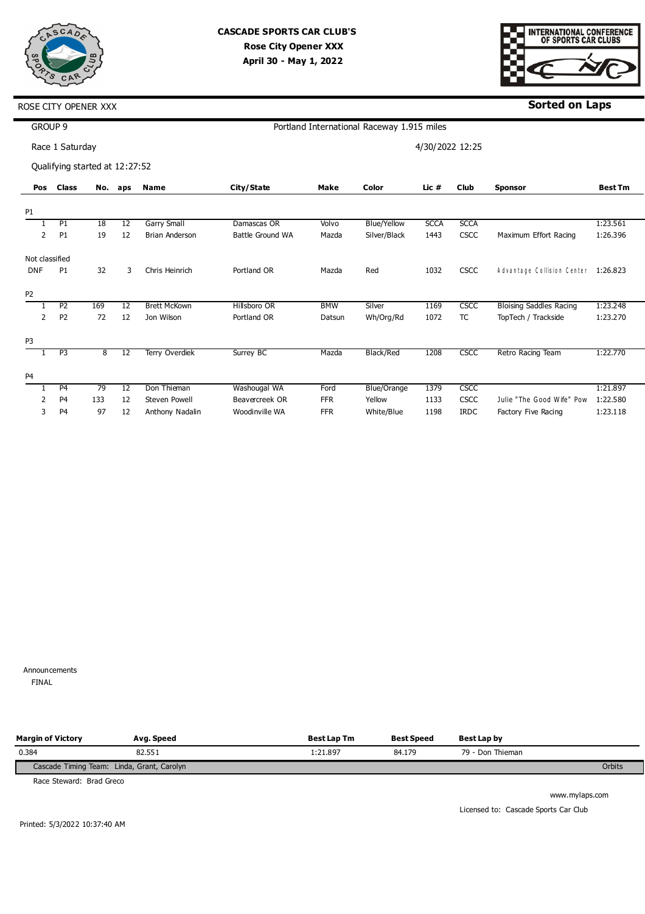# CASCADE SPORTS CAR CLUB'S

**Rose City Opener XXX**

**April 30 - May 1, 2022**

ROSE CITY OPENER XXX

**Sorted on Laps**

GROUP 9

Portland International Raceway 1.915 miles

Race 1 Saturday

4/30/2022 12:25

Qualifying started at 12:27:52

| Pos | Class | No. | aps | Name | City/State | Make | Color | Lic # | Club | Sponsor | Best Tm |
|---|---|---|---|---|---|---|---|---|---|---|---|
| P1 | | | | | | | | | | | |
| 1 | P1 | 18 | 12 | Garry Small | Damascas OR | Volvo | Blue/Yellow | SCCA | SCCA | | 1:23.561 |
| 2 | P1 | 19 | 12 | Brian Anderson | Battle Ground WA | Mazda | Silver/Black | 1443 | CSCC | Maximum Effort Racing | 1:26.396 |
| Not classified | | | | | | | | | | | |
| DNF | P1 | 32 | 3 | Chris Heinrich | Portland OR | Mazda | Red | 1032 | CSCC | Advantage Collision Center | 1:26.823 |
| P2 | | | | | | | | | | | |
| 1 | P2 | 169 | 12 | Brett McKown | Hillsboro OR | BMW | Silver | 1169 | CSCC | Bloising Saddles Racing | 1:23.248 |
| 2 | P2 | 72 | 12 | Jon Wilson | Portland OR | Datsun | Wh/Org/Rd | 1072 | TC | TopTech / Trackside | 1:23.270 |
| P3 | | | | | | | | | | | |
| 1 | P3 | 8 | 12 | Terry Overdiek | Surrey BC | Mazda | Black/Red | 1208 | CSCC | Retro Racing Team | 1:22.770 |
| P4 | | | | | | | | | | | |
| 1 | P4 | 79 | 12 | Don Thieman | Washougal WA | Ford | Blue/Orange | 1379 | CSCC | | 1:21.897 |
| 2 | P4 | 133 | 12 | Steven Powell | Beavercreek OR | FFR | Yellow | 1133 | CSCC | Julie "The Good Wife" Pow | 1:22.580 |
| 3 | P4 | 97 | 12 | Anthony Nadalin | Woodinville WA | FFR | White/Blue | 1198 | IRDC | Factory Five Racing | 1:23.118 |

Announcements

FINAL

| Margin of Victory | Avg. Speed | Best Lap Tm | Best Speed | Best Lap by |
|---|---|---|---|---|
| 0.384 | 82.551 | 1:21.897 | 84.179 | 79 - Don Thieman |

Cascade Timing Team: Linda, Grant, Carolyn

Orbits

Race Steward: Brad Greco

www.mylaps.com

Licensed to: Cascade Sports Car Club

Printed: 5/3/2022 10:37:40 AM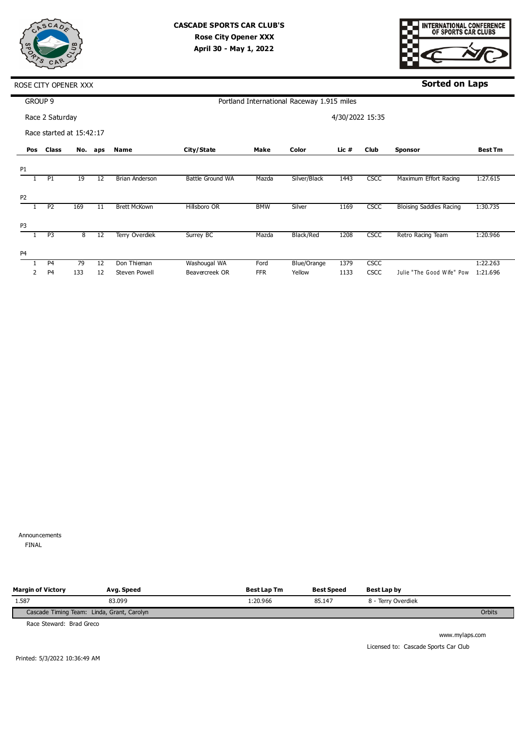**CASCADE SPORTS CAR CLUB'S**
**Rose City Opener XXX**
**April 30 - May 1, 2022**

ROSE CITY OPENER XXX

**Sorted on Laps**

GROUP 9

Portland International Raceway 1.915 miles

Race 2 Saturday

4/30/2022 15:35

Race started at 15:42:17

| Pos | Class | No. | aps | Name | City/State | Make | Color | Lic # | Club | Sponsor | Best Tm |
|---|---|---|---|---|---|---|---|---|---|---|---|
| P1 | | | | | | | | | | | |
| 1 | P1 | 19 | 12 | Brian Anderson | Battle Ground WA | Mazda | Silver/Black | 1443 | CSCC | Maximum Effort Racing | 1:27.615 |
| P2 | | | | | | | | | | | |
| 1 | P2 | 169 | 11 | Brett McKown | Hillsboro OR | BMW | Silver | 1169 | CSCC | Bloising Saddles Racing | 1:30.735 |
| P3 | | | | | | | | | | | |
| 1 | P3 | 8 | 12 | Terry Overdiek | Surrey BC | Mazda | Black/Red | 1208 | CSCC | Retro Racing Team | 1:20.966 |
| P4 | | | | | | | | | | | |
| 1 | P4 | 79 | 12 | Don Thieman | Washougal WA | Ford | Blue/Orange | 1379 | CSCC | | 1:22.263 |
| 2 | P4 | 133 | 12 | Steven Powell | Beavercreek OR | FFR | Yellow | 1133 | CSCC | Julie "The Good Wife" Pow | 1:21.696 |

Announcements
FINAL

| Margin of Victory | Avg. Speed | Best Lap Tm | Best Speed | Best Lap by |
|---|---|---|---|---|
| 1.587 | 83.099 | 1:20.966 | 85.147 | 8 - Terry Overdiek |

Cascade Timing Team: Linda, Grant, Carolyn — Orbits

Race Steward: Brad Greco

www.mylaps.com

Licensed to: Cascade Sports Car Club

Printed: 5/3/2022 10:36:49 AM